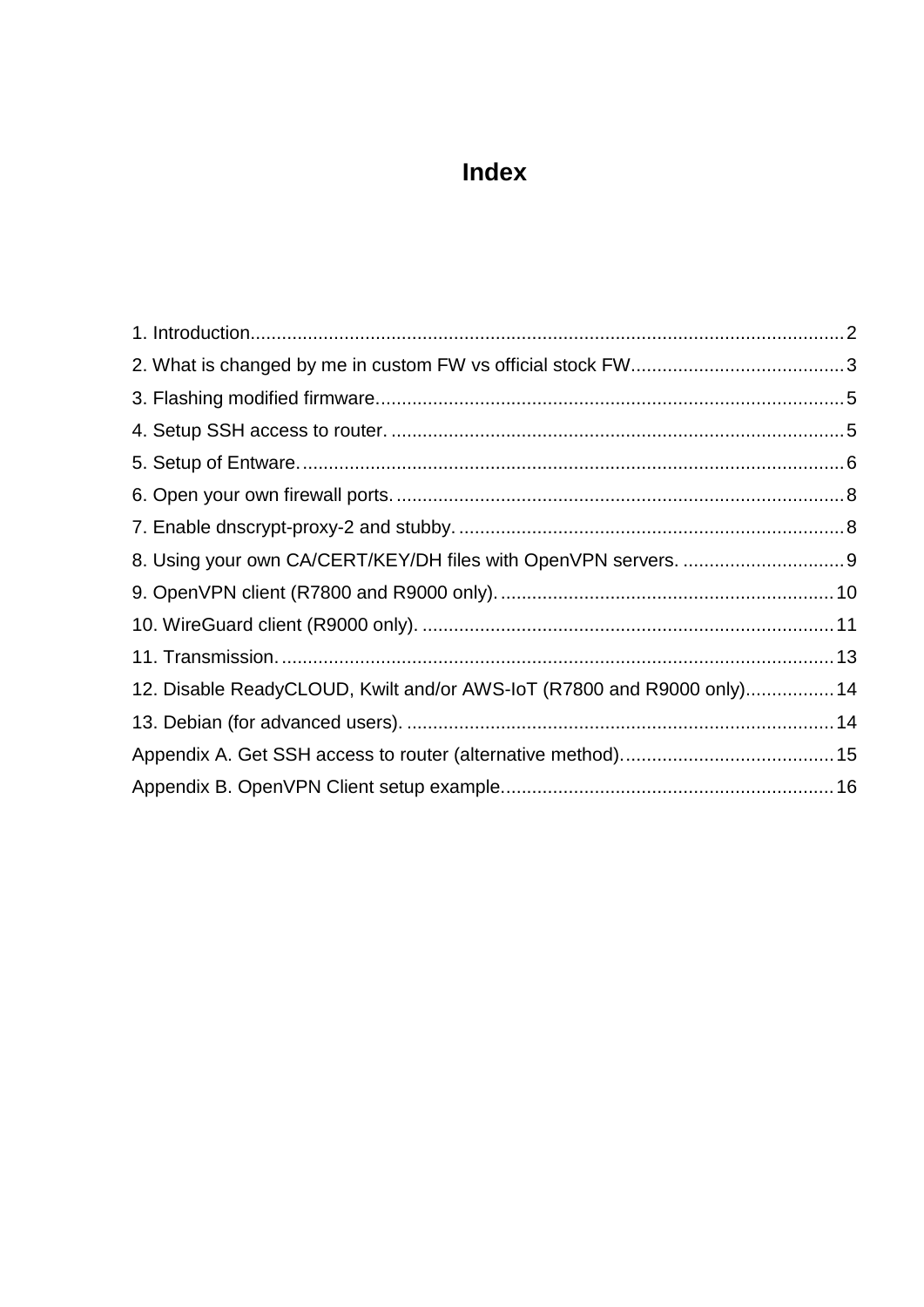# Index

1. Introduction....................................................................................................2
2. What is changed by me in custom FW vs official stock FW.........................................3
3. Flashing modified firmware...........................................................................5
4. Setup SSH access to router...........................................................................5
5. Setup of Entware..........................................................................................6
6. Open your own firewall ports..........................................................................8
7. Enable dnscrypt-proxy-2 and stubby..................................................................8
8. Using your own CA/CERT/KEY/DH files with OpenVPN servers...............................9
9. OpenVPN client (R7800 and R9000 only)...........................................................10
10. WireGuard client (R9000 only)......................................................................11
11. Transmission.............................................................................................13
12. Disable ReadyCLOUD, Kwilt and/or AWS-IoT (R7800 and R9000 only).................14
13. Debian (for advanced users)........................................................................14

Appendix A. Get SSH access to router (alternative method)........................................15

Appendix B. OpenVPN Client setup example...............................................................16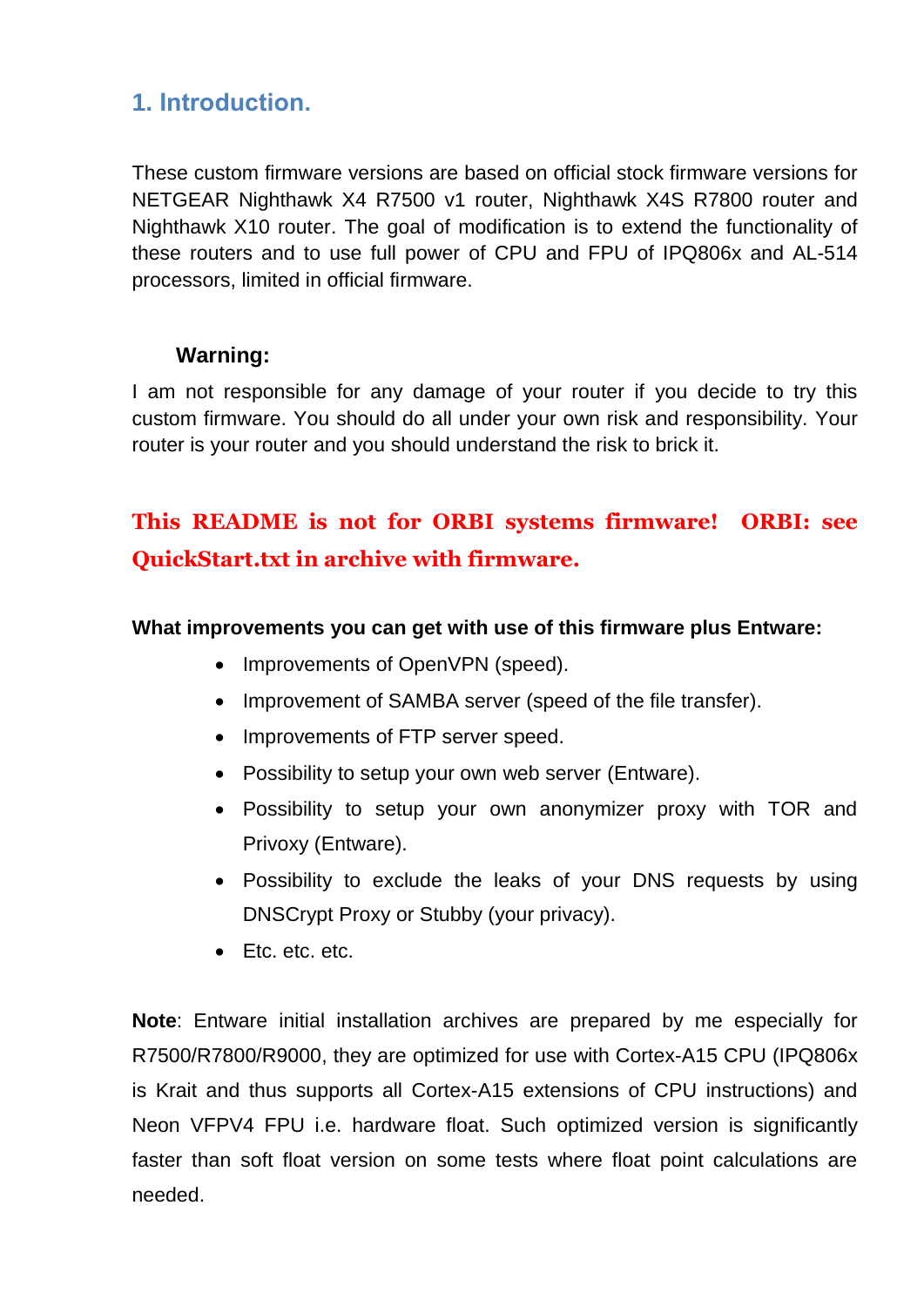## 1. Introduction.

These custom firmware versions are based on official stock firmware versions for NETGEAR Nighthawk X4 R7500 v1 router, Nighthawk X4S R7800 router and Nighthawk X10 router. The goal of modification is to extend the functionality of these routers and to use full power of CPU and FPU of IPQ806x and AL-514 processors, limited in official firmware.

**Warning:**

I am not responsible for any damage of your router if you decide to try this custom firmware. You should do all under your own risk and responsibility. Your router is your router and you should understand the risk to brick it.

**This README is not for ORBI systems firmware! ORBI: see QuickStart.txt in archive with firmware.**

**What improvements you can get with use of this firmware plus Entware:**

- Improvements of OpenVPN (speed).
- Improvement of SAMBA server (speed of the file transfer).
- Improvements of FTP server speed.
- Possibility to setup your own web server (Entware).
- Possibility to setup your own anonymizer proxy with TOR and Privoxy (Entware).
- Possibility to exclude the leaks of your DNS requests by using DNSCrypt Proxy or Stubby (your privacy).
- Etc. etc. etc.

**Note**: Entware initial installation archives are prepared by me especially for R7500/R7800/R9000, they are optimized for use with Cortex-A15 CPU (IPQ806x is Krait and thus supports all Cortex-A15 extensions of CPU instructions) and Neon VFPV4 FPU i.e. hardware float. Such optimized version is significantly faster than soft float version on some tests where float point calculations are needed.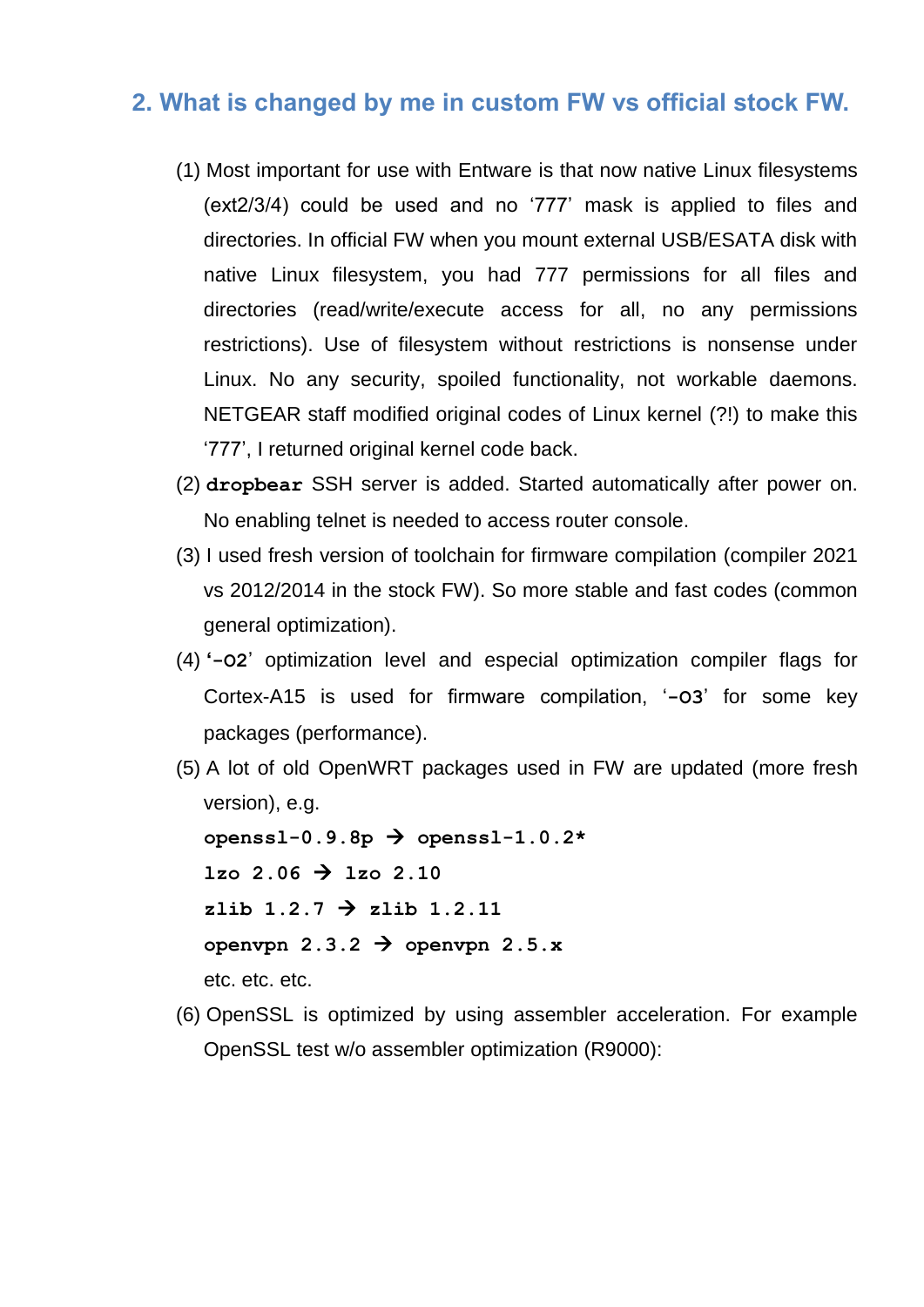## 2. What is changed by me in custom FW vs official stock FW.

(1) Most important for use with Entware is that now native Linux filesystems (ext2/3/4) could be used and no ‘777’ mask is applied to files and directories. In official FW when you mount external USB/ESATA disk with native Linux filesystem, you had 777 permissions for all files and directories (read/write/execute access for all, no any permissions restrictions). Use of filesystem without restrictions is nonsense under Linux. No any security, spoiled functionality, not workable daemons. NETGEAR staff modified original codes of Linux kernel (?!) to make this ‘777’, I returned original kernel code back.

(2) **`dropbear`** SSH server is added. Started automatically after power on. No enabling telnet is needed to access router console.

(3) I used fresh version of toolchain for firmware compilation (compiler 2021 vs 2012/2014 in the stock FW). So more stable and fast codes (common general optimization).

(4) **‘`-O2`’** optimization level and especial optimization compiler flags for Cortex-A15 is used for firmware compilation, ‘**`-O3`**’ for some key packages (performance).

(5) A lot of old OpenWRT packages used in FW are updated (more fresh version), e.g.

**`openssl-0.9.8p`** → **`openssl-1.0.2*`**

**`lzo 2.06`** → **`lzo 2.10`**

**`zlib 1.2.7`** → **`zlib 1.2.11`**

**`openvpn 2.3.2`** → **`openvpn 2.5.x`**

etc. etc. etc.

(6) OpenSSL is optimized by using assembler acceleration. For example OpenSSL test w/o assembler optimization (R9000):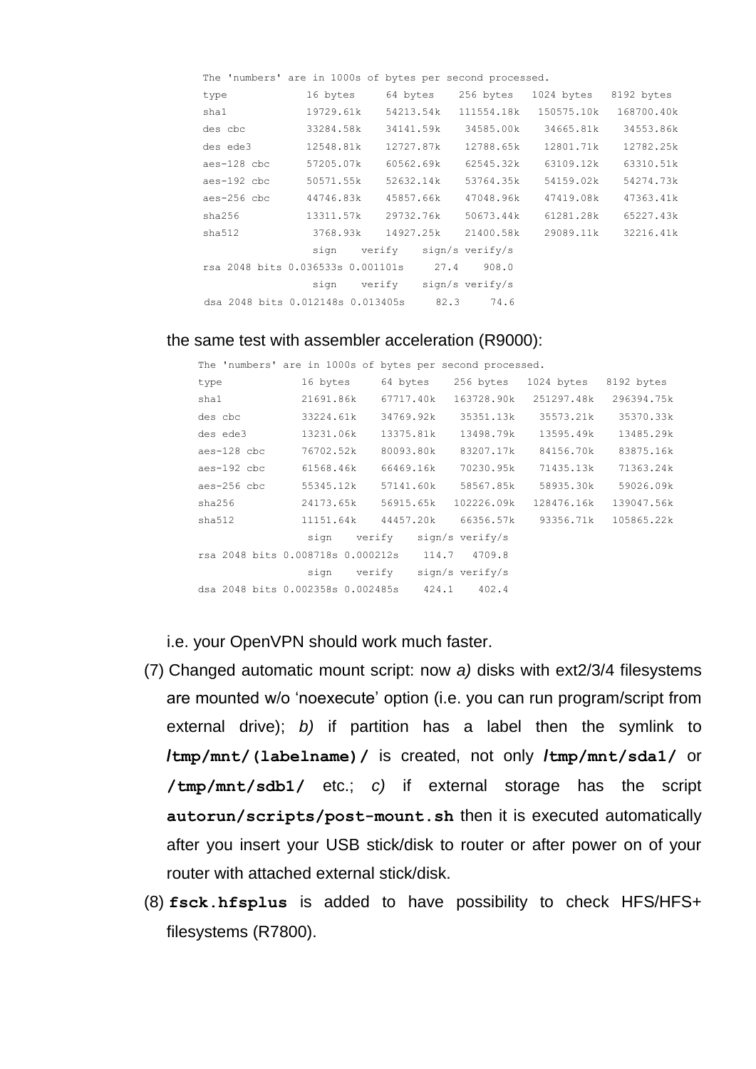```
The 'numbers' are in 1000s of bytes per second processed.
type             16 bytes     64 bytes    256 bytes   1024 bytes   8192 bytes
sha1             19729.61k    54213.54k   111554.18k   150575.10k   168700.40k
des cbc          33284.58k    34141.59k    34585.00k    34665.81k    34553.86k
des ede3         12548.81k    12727.87k    12788.65k    12801.71k    12782.25k
aes-128 cbc      57205.07k    60562.69k    62545.32k    63109.12k    63310.51k
aes-192 cbc      50571.55k    52632.14k    53764.35k    54159.02k    54274.73k
aes-256 cbc      44746.83k    45857.66k    47048.96k    47419.08k    47363.41k
sha256           13311.57k    29732.76k    50673.44k    61281.28k    65227.43k
sha512            3768.93k    14927.25k    21400.58k    29089.11k    32216.41k
                  sign    verify    sign/s verify/s
rsa 2048 bits 0.036533s 0.001101s     27.4    908.0
                  sign    verify    sign/s verify/s
dsa 2048 bits 0.012148s 0.013405s     82.3     74.6
```

the same test with assembler acceleration (R9000):

```
The 'numbers' are in 1000s of bytes per second processed.
type             16 bytes     64 bytes    256 bytes   1024 bytes   8192 bytes
sha1             21691.86k    67717.40k   163728.90k   251297.48k   296394.75k
des cbc          33224.61k    34769.92k    35351.13k    35573.21k    35370.33k
des ede3         13231.06k    13375.81k    13498.79k    13595.49k    13485.29k
aes-128 cbc      76702.52k    80093.80k    83207.17k    84156.70k    83875.16k
aes-192 cbc      61568.46k    66469.16k    70230.95k    71435.13k    71363.24k
aes-256 cbc      55345.12k    57141.60k    58567.85k    58935.30k    59026.09k
sha256           24173.65k    56915.65k   102226.09k   128476.16k   139047.56k
sha512           11151.64k    44457.20k    66356.57k    93356.71k   105865.22k
                  sign    verify    sign/s verify/s
rsa 2048 bits 0.008718s 0.000212s    114.7   4709.8
                  sign    verify    sign/s verify/s
dsa 2048 bits 0.002358s 0.002485s    424.1    402.4
```

i.e. your OpenVPN should work much faster.

(7) Changed automatic mount script: now *a)* disks with ext2/3/4 filesystems are mounted w/o 'noexecute' option (i.e. you can run program/script from external drive); *b)* if partition has a label then the symlink to **/tmp/mnt/(labelname)/** is created, not only **/tmp/mnt/sda1/** or **/tmp/mnt/sdb1/** etc.; *c)* if external storage has the script **autorun/scripts/post-mount.sh** then it is executed automatically after you insert your USB stick/disk to router or after power on of your router with attached external stick/disk.

(8) **fsck.hfsplus** is added to have possibility to check HFS/HFS+ filesystems (R7800).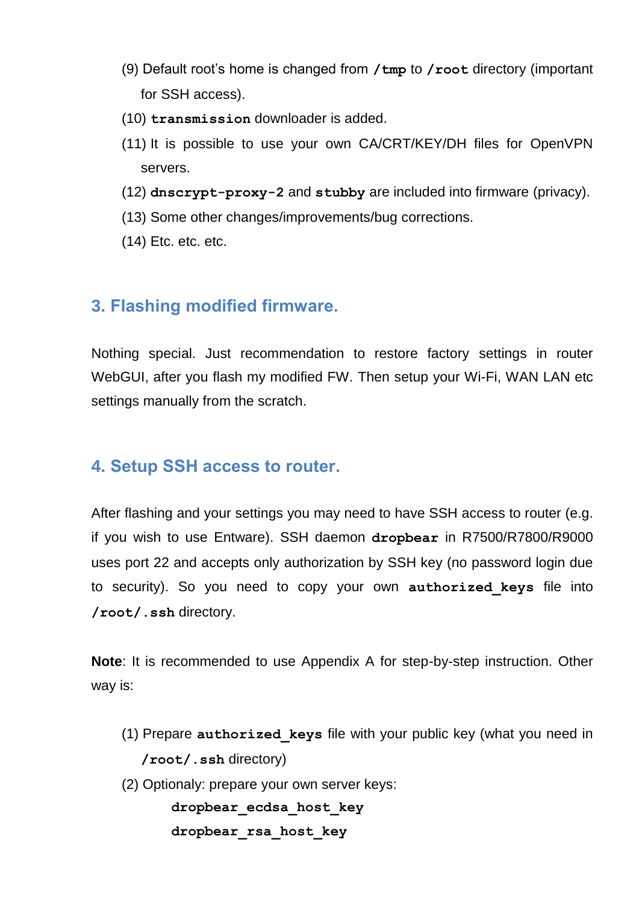(9) Default root's home is changed from **`/tmp`** to **`/root`** directory (important for SSH access).

(10) **`transmission`** downloader is added.

(11) It is possible to use your own CA/CRT/KEY/DH files for OpenVPN servers.

(12) **`dnscrypt-proxy-2`** and **`stubby`** are included into firmware (privacy).

(13) Some other changes/improvements/bug corrections.

(14) Etc. etc. etc.

## 3. Flashing modified firmware.

Nothing special. Just recommendation to restore factory settings in router WebGUI, after you flash my modified FW. Then setup your Wi-Fi, WAN LAN etc settings manually from the scratch.

## 4. Setup SSH access to router.

After flashing and your settings you may need to have SSH access to router (e.g. if you wish to use Entware). SSH daemon **`dropbear`** in R7500/R7800/R9000 uses port 22 and accepts only authorization by SSH key (no password login due to security). So you need to copy your own **`authorized_keys`** file into **`/root/.ssh`** directory.

**Note**: It is recommended to use Appendix A for step-by-step instruction. Other way is:

(1) Prepare **`authorized_keys`** file with your public key (what you need in **`/root/.ssh`** directory)

(2) Optionaly: prepare your own server keys:

```
dropbear_ecdsa_host_key
dropbear_rsa_host_key
```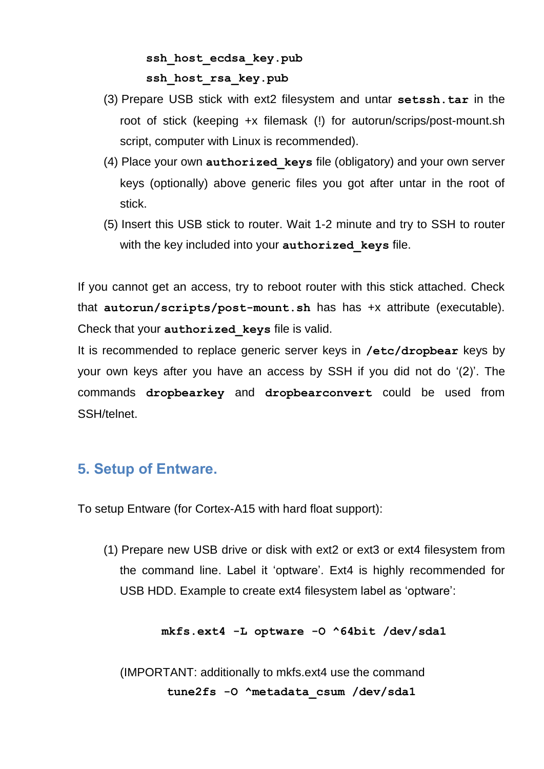**ssh_host_ecdsa_key.pub**
**ssh_host_rsa_key.pub**

(3) Prepare USB stick with ext2 filesystem and untar **setssh.tar** in the root of stick (keeping +x filemask (!) for autorun/scrips/post-mount.sh script, computer with Linux is recommended).

(4) Place your own **authorized_keys** file (obligatory) and your own server keys (optionally) above generic files you got after untar in the root of stick.

(5) Insert this USB stick to router. Wait 1-2 minute and try to SSH to router with the key included into your **authorized_keys** file.

If you cannot get an access, try to reboot router with this stick attached. Check that **autorun/scripts/post-mount.sh** has has +x attribute (executable). Check that your **authorized_keys** file is valid.

It is recommended to replace generic server keys in **/etc/dropbear** keys by your own keys after you have an access by SSH if you did not do '(2)'. The commands **dropbearkey** and **dropbearconvert** could be used from SSH/telnet.

## 5. Setup of Entware.

To setup Entware (for Cortex-A15 with hard float support):

(1) Prepare new USB drive or disk with ext2 or ext3 or ext4 filesystem from the command line. Label it 'optware'. Ext4 is highly recommended for USB HDD. Example to create ext4 filesystem label as 'optware':

```
mkfs.ext4 -L optware -O ^64bit /dev/sda1
```

(IMPORTANT: additionally to mkfs.ext4 use the command

```
tune2fs -O ^metadata_csum /dev/sda1
```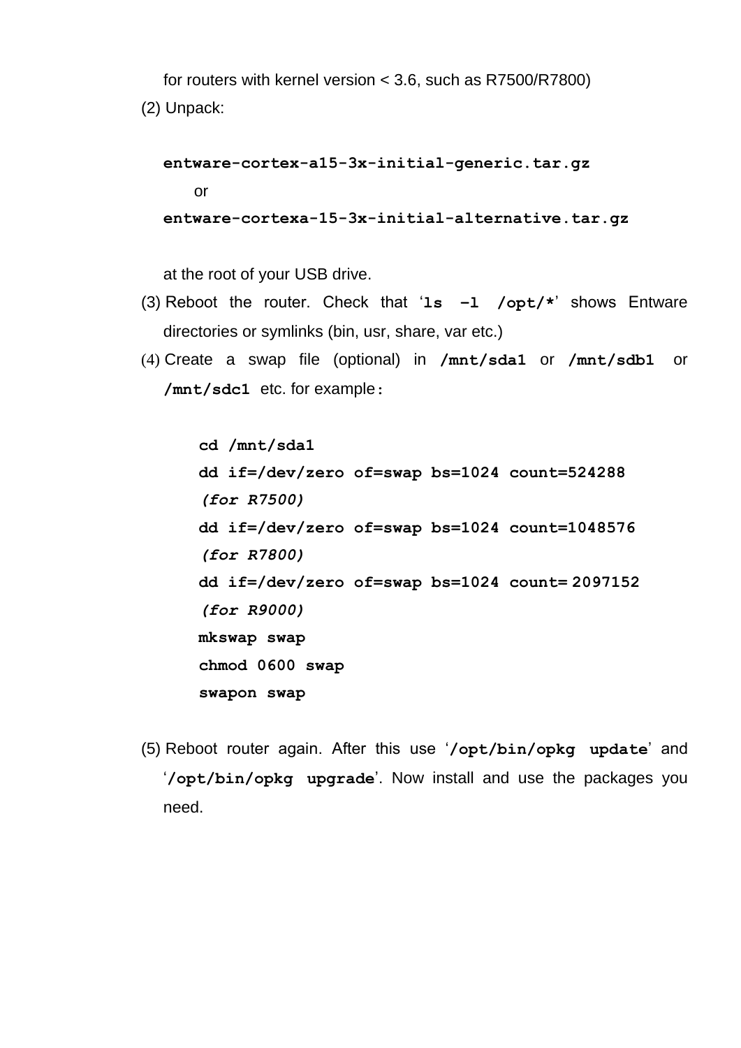for routers with kernel version < 3.6, such as R7500/R7800)

(2) Unpack:

**entware-cortex-a15-3x-initial-generic.tar.gz**

or

**entware-cortexa-15-3x-initial-alternative.tar.gz**

at the root of your USB drive.

(3) Reboot the router. Check that '**ls -l /opt/***' shows Entware directories or symlinks (bin, usr, share, var etc.)

(4) Create a swap file (optional) in **/mnt/sda1** or **/mnt/sdb1** or **/mnt/sdc1** etc. for example:

```
cd /mnt/sda1
dd if=/dev/zero of=swap bs=1024 count=524288
(for R7500)
dd if=/dev/zero of=swap bs=1024 count=1048576
(for R7800)
dd if=/dev/zero of=swap bs=1024 count= 2097152
(for R9000)
mkswap swap
chmod 0600 swap
swapon swap
```

(5) Reboot router again. After this use '**/opt/bin/opkg update**' and '**/opt/bin/opkg upgrade**'. Now install and use the packages you need.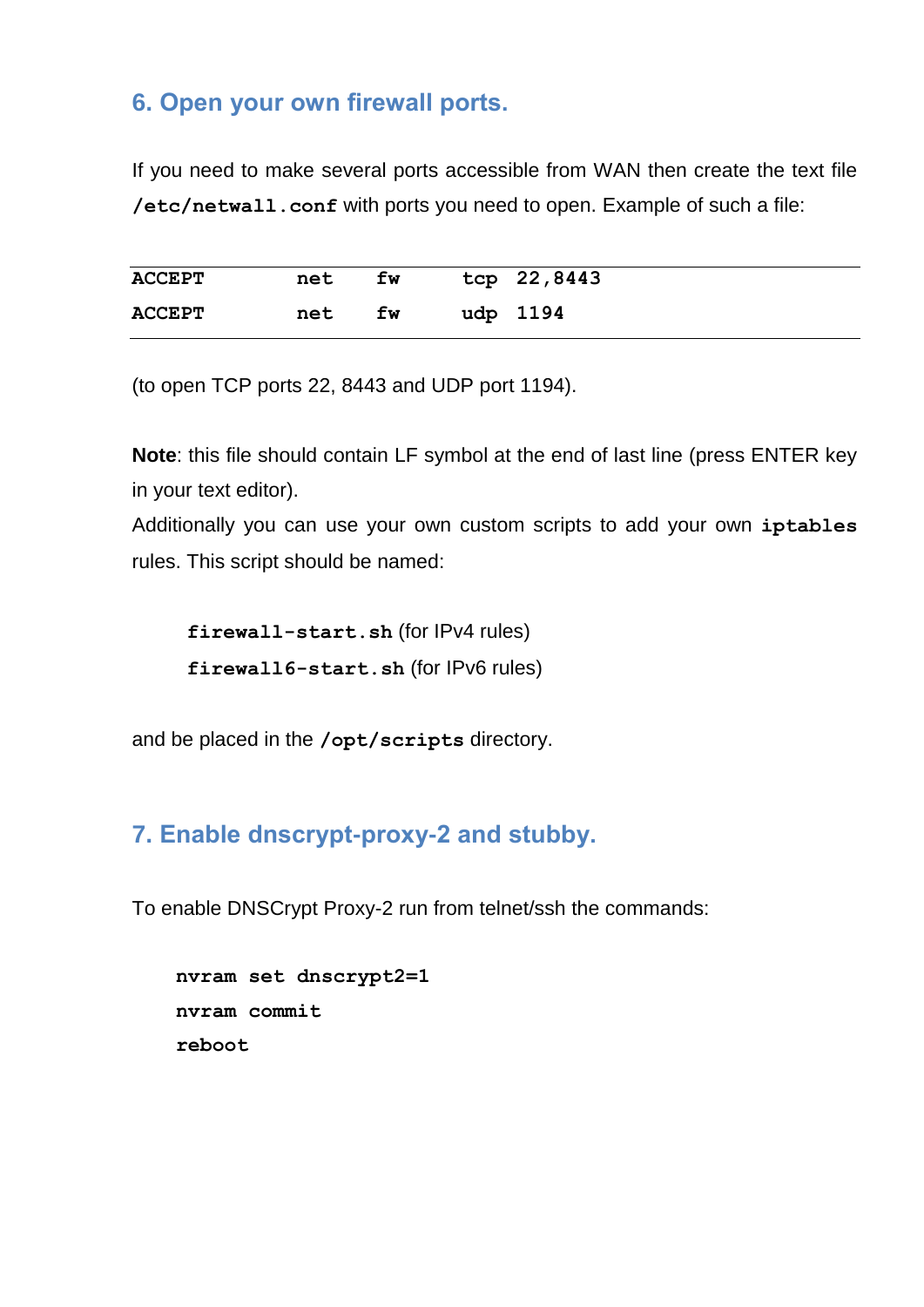## 6. Open your own firewall ports.

If you need to make several ports accessible from WAN then create the text file **`/etc/netwall.conf`** with ports you need to open. Example of such a file:

```
ACCEPT          net    fw      tcp  22,8443
ACCEPT          net    fw      udp  1194
```

(to open TCP ports 22, 8443 and UDP port 1194).

**Note**: this file should contain LF symbol at the end of last line (press ENTER key in your text editor).
Additionally you can use your own custom scripts to add your own **`iptables`** rules. This script should be named:

**`firewall-start.sh`** (for IPv4 rules)
**`firewall6-start.sh`** (for IPv6 rules)

and be placed in the **`/opt/scripts`** directory.

## 7. Enable dnscrypt-proxy-2 and stubby.

To enable DNSCrypt Proxy-2 run from telnet/ssh the commands:

```
nvram set dnscrypt2=1
nvram commit
reboot
```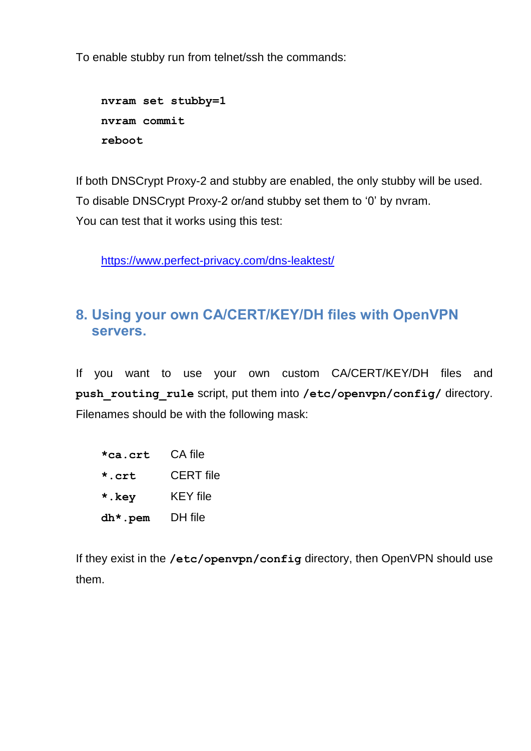To enable stubby run from telnet/ssh the commands:

```
nvram set stubby=1
nvram commit
reboot
```

If both DNSCrypt Proxy-2 and stubby are enabled, the only stubby will be used.
To disable DNSCrypt Proxy-2 or/and stubby set them to ‘0’ by nvram.
You can test that it works using this test:

https://www.perfect-privacy.com/dns-leaktest/

## 8. Using your own CA/CERT/KEY/DH files with OpenVPN servers.

If you want to use your own custom CA/CERT/KEY/DH files and **`push_routing_rule`** script, put them into **`/etc/openvpn/config/`** directory. Filenames should be with the following mask:

| | |
|---|---|
| **`*ca.crt`** | CA file |
| **`*.crt`** | CERT file |
| **`*.key`** | KEY file |
| **`dh*.pem`** | DH file |

If they exist in the **`/etc/openvpn/config`** directory, then OpenVPN should use them.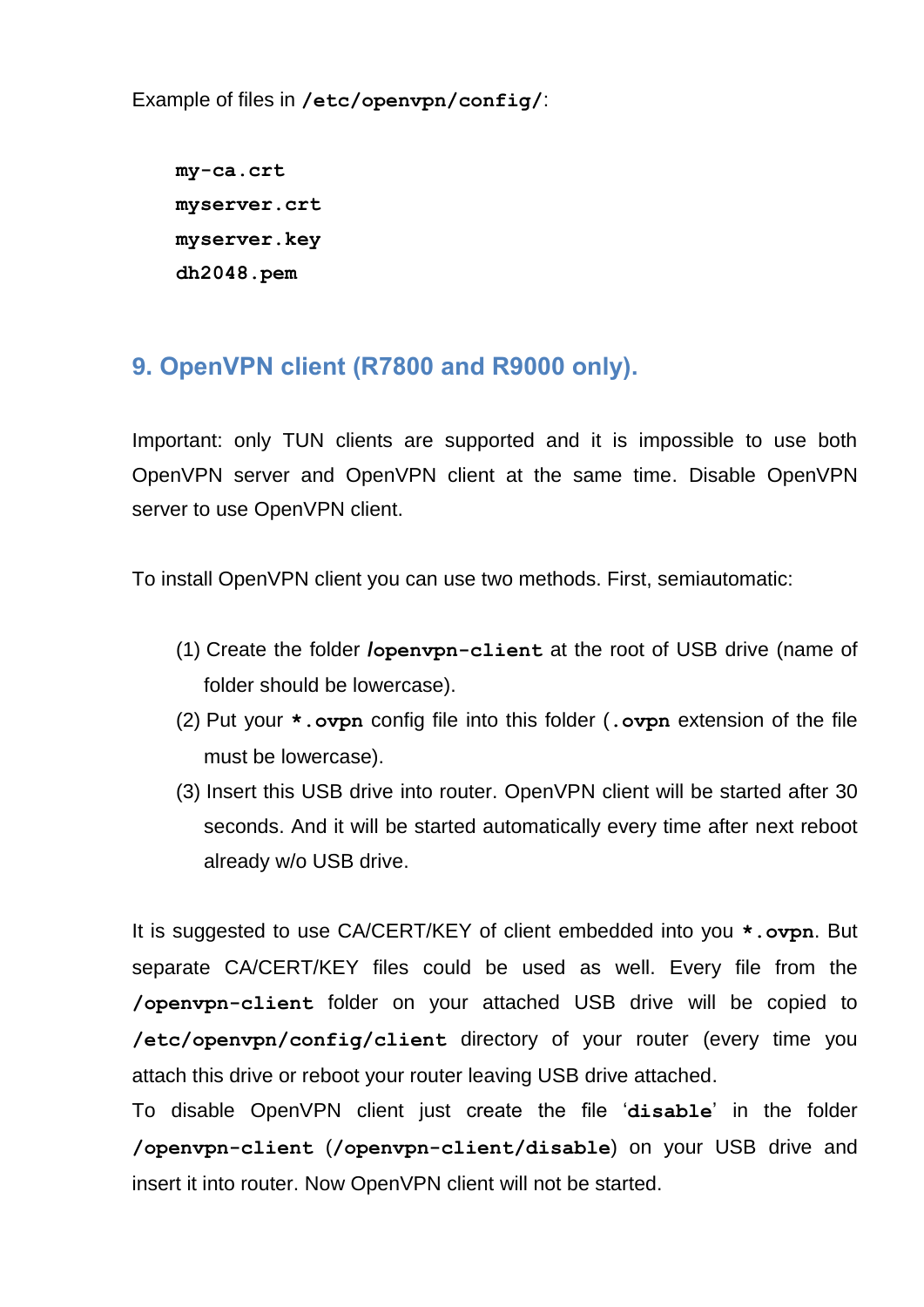Example of files in **`/etc/openvpn/config/`**:

```
my-ca.crt
myserver.crt
myserver.key
dh2048.pem
```

## 9. OpenVPN client (R7800 and R9000 only).

Important: only TUN clients are supported and it is impossible to use both OpenVPN server and OpenVPN client at the same time. Disable OpenVPN server to use OpenVPN client.

To install OpenVPN client you can use two methods. First, semiautomatic:

(1) Create the folder **`/openvpn-client`** at the root of USB drive (name of folder should be lowercase).

(2) Put your **`*.ovpn`** config file into this folder (**`.ovpn`** extension of the file must be lowercase).

(3) Insert this USB drive into router. OpenVPN client will be started after 30 seconds. And it will be started automatically every time after next reboot already w/o USB drive.

It is suggested to use CA/CERT/KEY of client embedded into you **`*.ovpn`**. But separate CA/CERT/KEY files could be used as well. Every file from the **`/openvpn-client`** folder on your attached USB drive will be copied to **`/etc/openvpn/config/client`** directory of your router (every time you attach this drive or reboot your router leaving USB drive attached.

To disable OpenVPN client just create the file '**`disable`**' in the folder **`/openvpn-client`** (**`/openvpn-client/disable`**) on your USB drive and insert it into router. Now OpenVPN client will not be started.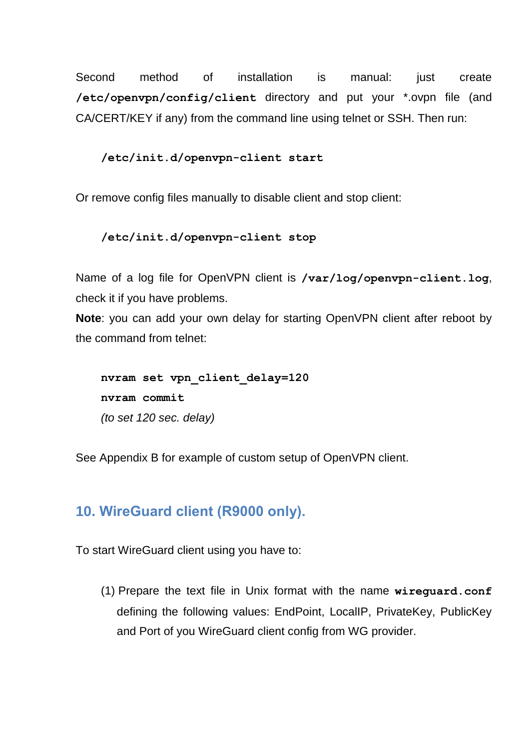Second method of installation is manual: just create **`/etc/openvpn/config/client`** directory and put your *.ovpn file (and CA/CERT/KEY if any) from the command line using telnet or SSH. Then run:

```
/etc/init.d/openvpn-client start
```

Or remove config files manually to disable client and stop client:

```
/etc/init.d/openvpn-client stop
```

Name of a log file for OpenVPN client is **`/var/log/openvpn-client.log`**, check it if you have problems.

**Note**: you can add your own delay for starting OpenVPN client after reboot by the command from telnet:

```
nvram set vpn_client_delay=120
nvram commit
```

*(to set 120 sec. delay)*

See Appendix B for example of custom setup of OpenVPN client.

## 10. WireGuard client (R9000 only).

To start WireGuard client using you have to:

(1) Prepare the text file in Unix format with the name **`wireguard.conf`** defining the following values: EndPoint, LocalIP, PrivateKey, PublicKey and Port of you WireGuard client config from WG provider.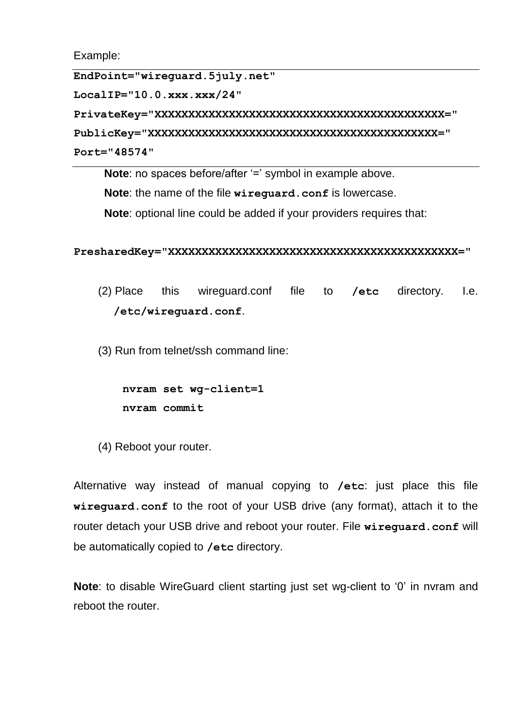Example:

```
EndPoint="wireguard.5july.net"
LocalIP="10.0.xxx.xxx/24"
PrivateKey="XXXXXXXXXXXXXXXXXXXXXXXXXXXXXXXXXXXXXXXXXXX="
PublicKey="XXXXXXXXXXXXXXXXXXXXXXXXXXXXXXXXXXXXXXXXXXX="
Port="48574"
```

**Note**: no spaces before/after '=' symbol in example above.

**Note**: the name of the file **`wireguard.conf`** is lowercase.

**Note**: optional line could be added if your providers requires that:

```
PresharedKey="XXXXXXXXXXXXXXXXXXXXXXXXXXXXXXXXXXXXXXXXXXX="
```

(2) Place this wireguard.conf file to **`/etc`** directory. I.e. **`/etc/wireguard.conf`**.

(3) Run from telnet/ssh command line:

```
nvram set wg-client=1
nvram commit
```

(4) Reboot your router.

Alternative way instead of manual copying to **`/etc`**: just place this file **`wireguard.conf`** to the root of your USB drive (any format), attach it to the router detach your USB drive and reboot your router. File **`wireguard.conf`** will be automatically copied to **`/etc`** directory.

**Note**: to disable WireGuard client starting just set wg-client to '0' in nvram and reboot the router.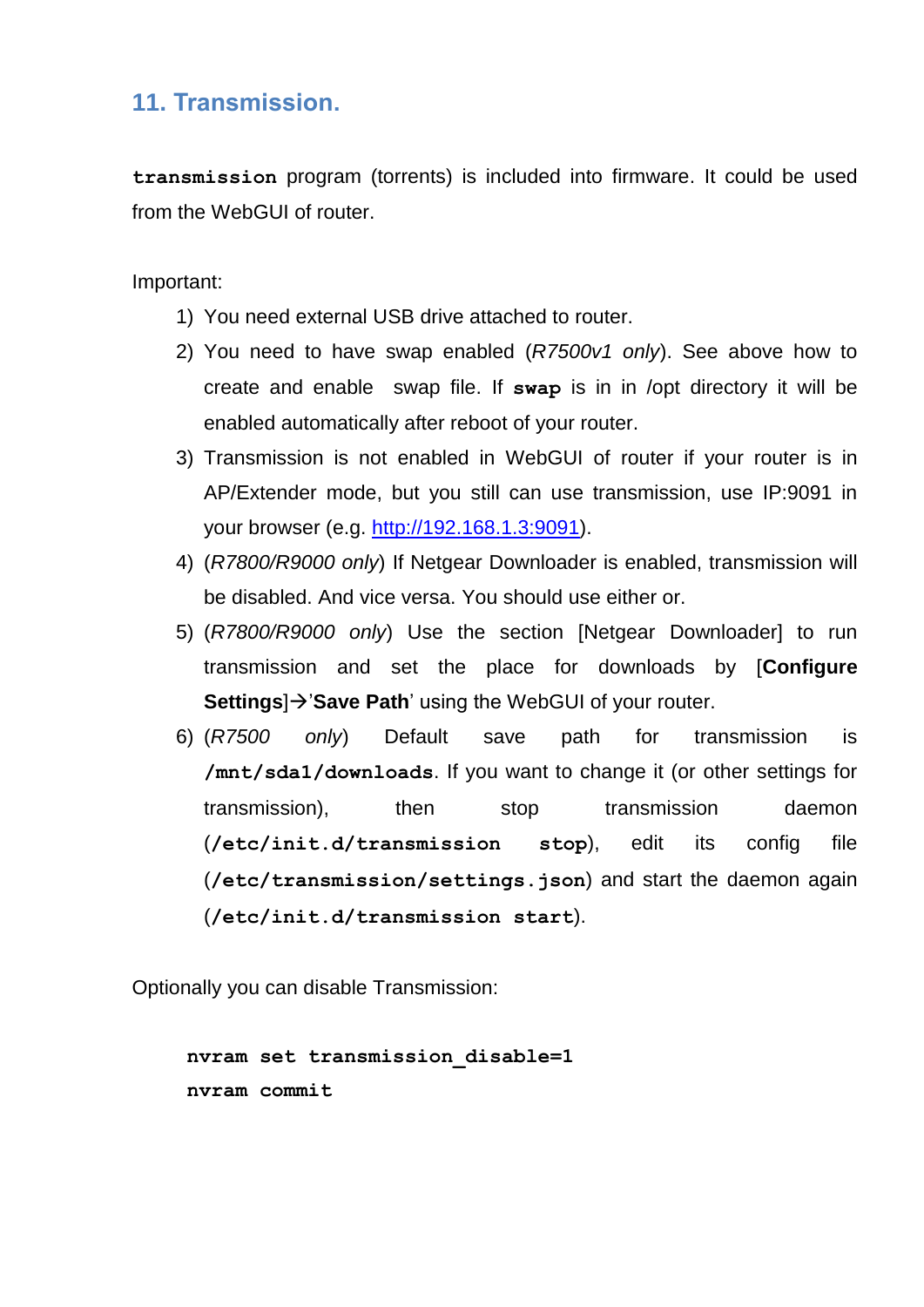## 11. Transmission.

`transmission` program (torrents) is included into firmware. It could be used from the WebGUI of router.

Important:

1) You need external USB drive attached to router.
2) You need to have swap enabled (*R7500v1 only*). See above how to create and enable swap file. If `swap` is in in /opt directory it will be enabled automatically after reboot of your router.
3) Transmission is not enabled in WebGUI of router if your router is in AP/Extender mode, but you still can use transmission, use IP:9091 in your browser (e.g. http://192.168.1.3:9091).
4) (*R7800/R9000 only*) If Netgear Downloader is enabled, transmission will be disabled. And vice versa. You should use either or.
5) (*R7800/R9000 only*) Use the section [Netgear Downloader] to run transmission and set the place for downloads by [**Configure Settings**]→'**Save Path**' using the WebGUI of your router.
6) (*R7500 only*) Default save path for transmission is **`/mnt/sda1/downloads`**. If you want to change it (or other settings for transmission), then stop transmission daemon (**`/etc/init.d/transmission stop`**), edit its config file (**`/etc/transmission/settings.json`**) and start the daemon again (**`/etc/init.d/transmission start`**).

Optionally you can disable Transmission:

```
nvram set transmission_disable=1
nvram commit
```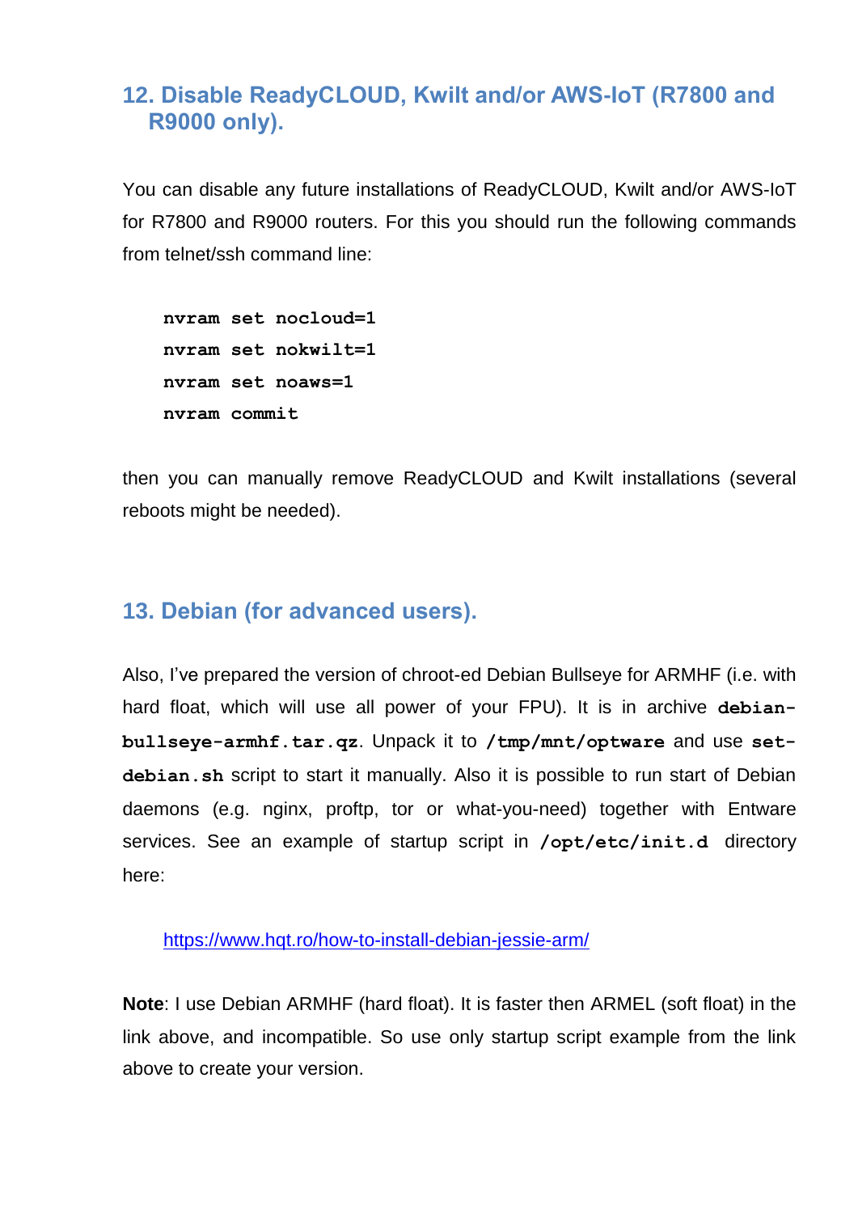## 12. Disable ReadyCLOUD, Kwilt and/or AWS-IoT (R7800 and R9000 only).

You can disable any future installations of ReadyCLOUD, Kwilt and/or AWS-IoT for R7800 and R9000 routers. For this you should run the following commands from telnet/ssh command line:

```
nvram set nocloud=1
nvram set nokwilt=1
nvram set noaws=1
nvram commit
```

then you can manually remove ReadyCLOUD and Kwilt installations (several reboots might be needed).

## 13. Debian (for advanced users).

Also, I've prepared the version of chroot-ed Debian Bullseye for ARMHF (i.e. with hard float, which will use all power of your FPU). It is in archive **`debian-bullseye-armhf.tar.qz`**. Unpack it to **`/tmp/mnt/optware`** and use **`set-debian.sh`** script to start it manually. Also it is possible to run start of Debian daemons (e.g. nginx, proftp, tor or what-you-need) together with Entware services. See an example of startup script in **`/opt/etc/init.d`** directory here:

> https://www.hqt.ro/how-to-install-debian-jessie-arm/

**Note**: I use Debian ARMHF (hard float). It is faster then ARMEL (soft float) in the link above, and incompatible. So use only startup script example from the link above to create your version.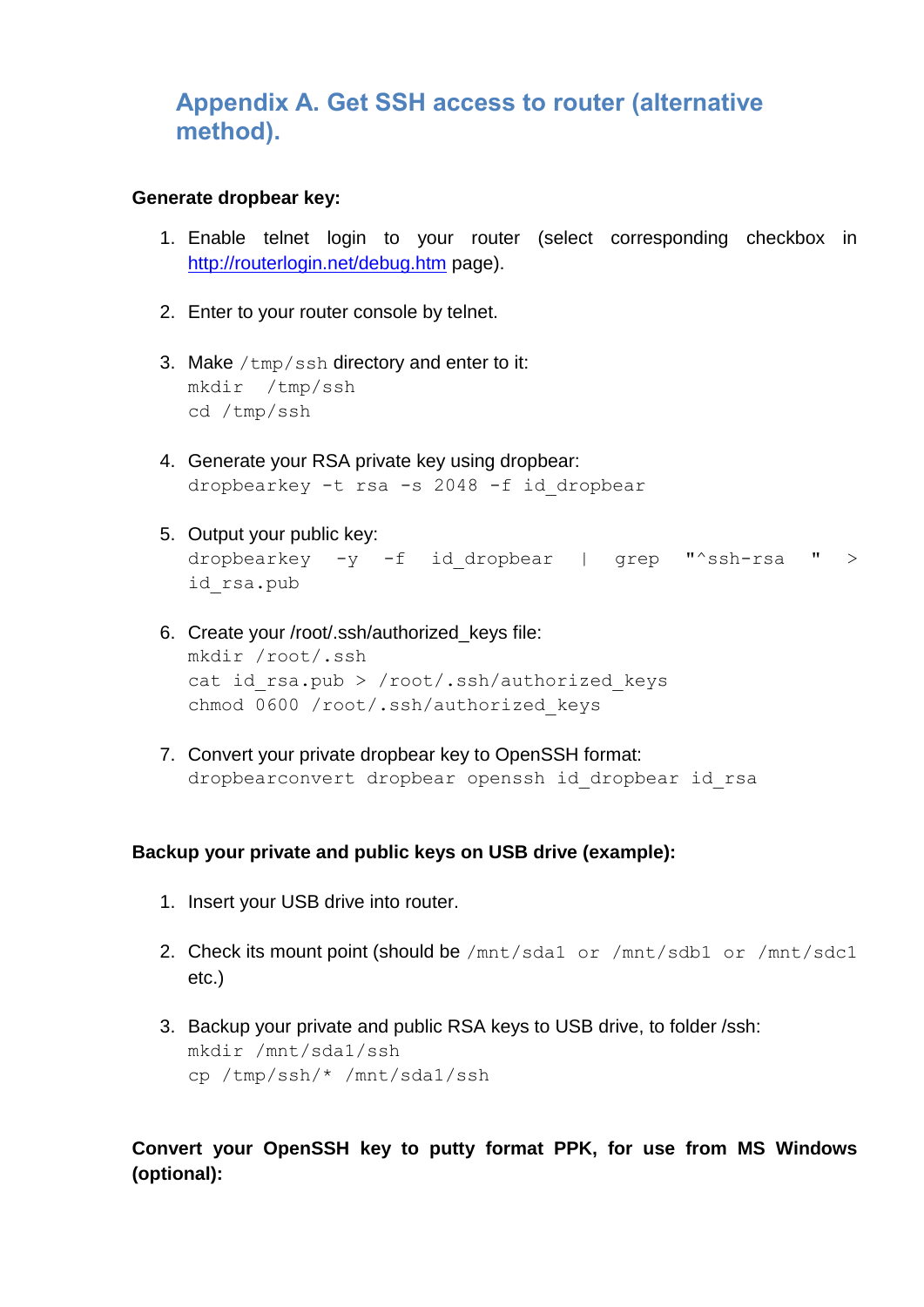## Appendix A. Get SSH access to router (alternative method).

**Generate dropbear key:**

1. Enable telnet login to your router (select corresponding checkbox in [http://routerlogin.net/debug.htm](http://routerlogin.net/debug.htm) page).

2. Enter to your router console by telnet.

3. Make `/tmp/ssh` directory and enter to it:
   ```
   mkdir  /tmp/ssh
   cd /tmp/ssh
   ```

4. Generate your RSA private key using dropbear:
   ```
   dropbearkey -t rsa -s 2048 -f id_dropbear
   ```

5. Output your public key:
   ```
   dropbearkey -y -f id_dropbear | grep "^ssh-rsa " > id_rsa.pub
   ```

6. Create your /root/.ssh/authorized_keys file:
   ```
   mkdir /root/.ssh
   cat id_rsa.pub > /root/.ssh/authorized_keys
   chmod 0600 /root/.ssh/authorized_keys
   ```

7. Convert your private dropbear key to OpenSSH format:
   ```
   dropbearconvert dropbear openssh id_dropbear id_rsa
   ```

**Backup your private and public keys on USB drive (example):**

1. Insert your USB drive into router.

2. Check its mount point (should be `/mnt/sda1 or /mnt/sdb1 or /mnt/sdc1` etc.)

3. Backup your private and public RSA keys to USB drive, to folder /ssh:
   ```
   mkdir /mnt/sda1/ssh
   cp /tmp/ssh/* /mnt/sda1/ssh
   ```

**Convert your OpenSSH key to putty format PPK, for use from MS Windows (optional):**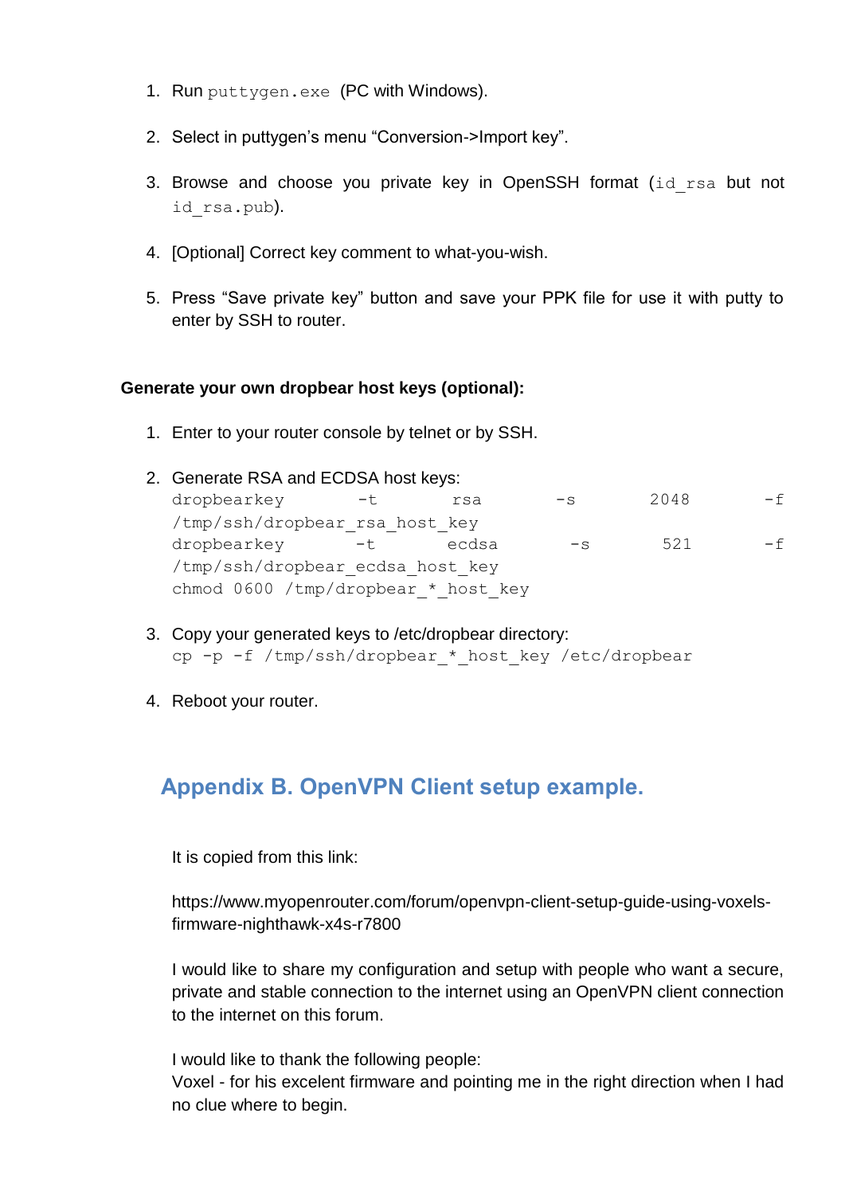1. Run `puttygen.exe` (PC with Windows).

2. Select in puttygen's menu "Conversion->Import key".

3. Browse and choose you private key in OpenSSH format (`id_rsa` but not `id_rsa.pub`).

4. [Optional] Correct key comment to what-you-wish.

5. Press "Save private key" button and save your PPK file for use it with putty to enter by SSH to router.

**Generate your own dropbear host keys (optional):**

1. Enter to your router console by telnet or by SSH.

2. Generate RSA and ECDSA host keys:
   ```
   dropbearkey -t rsa -s 2048 -f /tmp/ssh/dropbear_rsa_host_key
   dropbearkey -t ecdsa -s 521 -f /tmp/ssh/dropbear_ecdsa_host_key
   chmod 0600 /tmp/dropbear_*_host_key
   ```

3. Copy your generated keys to /etc/dropbear directory:
   ```
   cp -p -f /tmp/ssh/dropbear_*_host_key /etc/dropbear
   ```

4. Reboot your router.

## Appendix B. OpenVPN Client setup example.

It is copied from this link:

https://www.myopenrouter.com/forum/openvpn-client-setup-guide-using-voxels-firmware-nighthawk-x4s-r7800

I would like to share my configuration and setup with people who want a secure, private and stable connection to the internet using an OpenVPN client connection to the internet on this forum.

I would like to thank the following people:
Voxel - for his excelent firmware and pointing me in the right direction when I had no clue where to begin.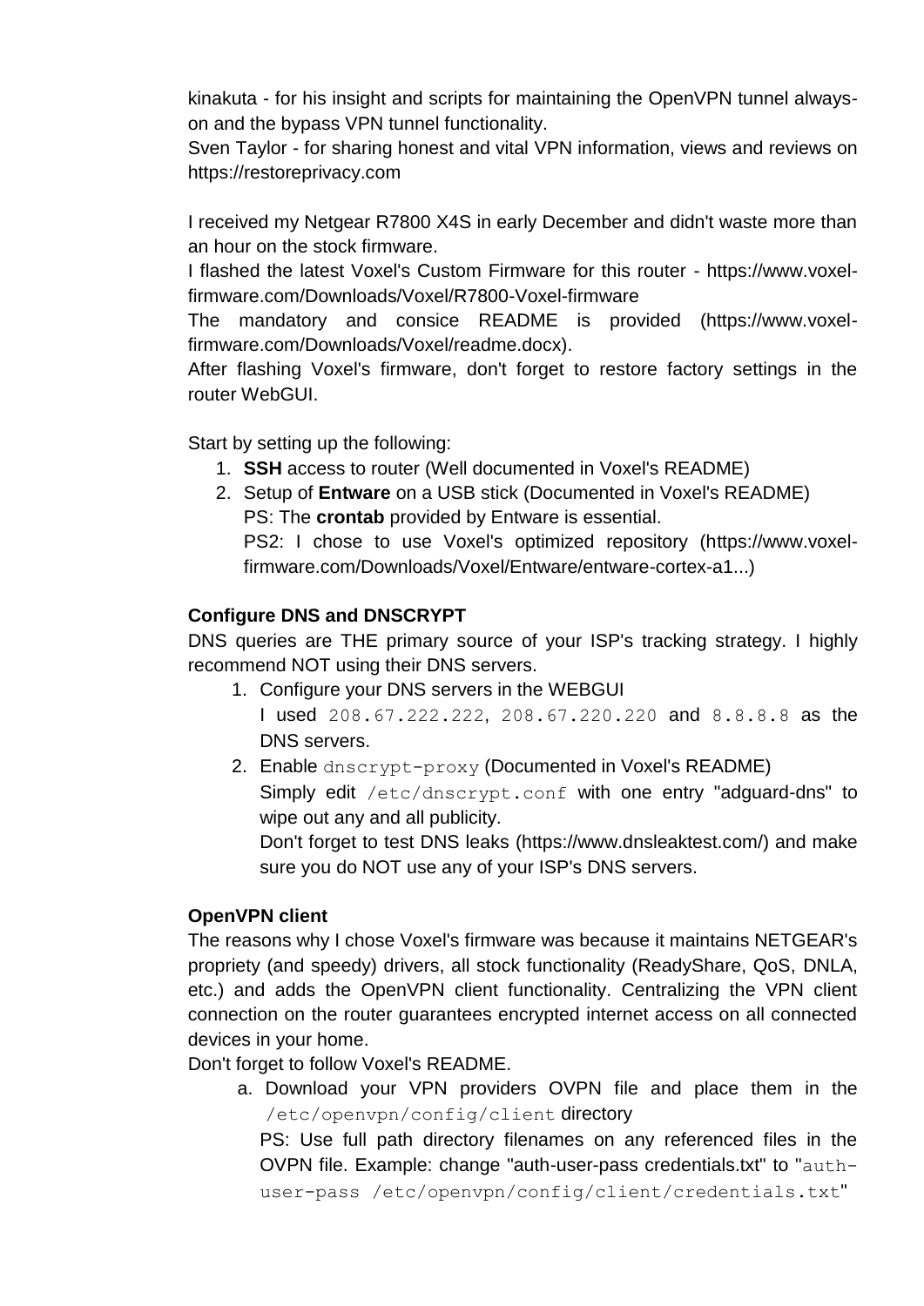kinakuta - for his insight and scripts for maintaining the OpenVPN tunnel always-on and the bypass VPN tunnel functionality.
Sven Taylor - for sharing honest and vital VPN information, views and reviews on https://restoreprivacy.com

I received my Netgear R7800 X4S in early December and didn't waste more than an hour on the stock firmware.
I flashed the latest Voxel's Custom Firmware for this router - https://www.voxel-firmware.com/Downloads/Voxel/R7800-Voxel-firmware
The mandatory and consice README is provided (https://www.voxel-firmware.com/Downloads/Voxel/readme.docx).
After flashing Voxel's firmware, don't forget to restore factory settings in the router WebGUI.

Start by setting up the following:

1. **SSH** access to router (Well documented in Voxel's README)
2. Setup of **Entware** on a USB stick (Documented in Voxel's README)
   PS: The **crontab** provided by Entware is essential.
   PS2: I chose to use Voxel's optimized repository (https://www.voxel-firmware.com/Downloads/Voxel/Entware/entware-cortex-a1...)

**Configure DNS and DNSCRYPT**

DNS queries are THE primary source of your ISP's tracking strategy. I highly recommend NOT using their DNS servers.

1. Configure your DNS servers in the WEBGUI
   I used `208.67.222.222`, `208.67.220.220` and `8.8.8.8` as the DNS servers.
2. Enable `dnscrypt-proxy` (Documented in Voxel's README)
   Simply edit `/etc/dnscrypt.conf` with one entry "adguard-dns" to wipe out any and all publicity.
   Don't forget to test DNS leaks (https://www.dnsleaktest.com/) and make sure you do NOT use any of your ISP's DNS servers.

**OpenVPN client**

The reasons why I chose Voxel's firmware was because it maintains NETGEAR's propriety (and speedy) drivers, all stock functionality (ReadyShare, QoS, DNLA, etc.) and adds the OpenVPN client functionality. Centralizing the VPN client connection on the router guarantees encrypted internet access on all connected devices in your home.
Don't forget to follow Voxel's README.

a. Download your VPN providers OVPN file and place them in the `/etc/openvpn/config/client` directory
   PS: Use full path directory filenames on any referenced files in the OVPN file. Example: change "auth-user-pass credentials.txt" to "`auth-user-pass /etc/openvpn/config/client/credentials.txt`"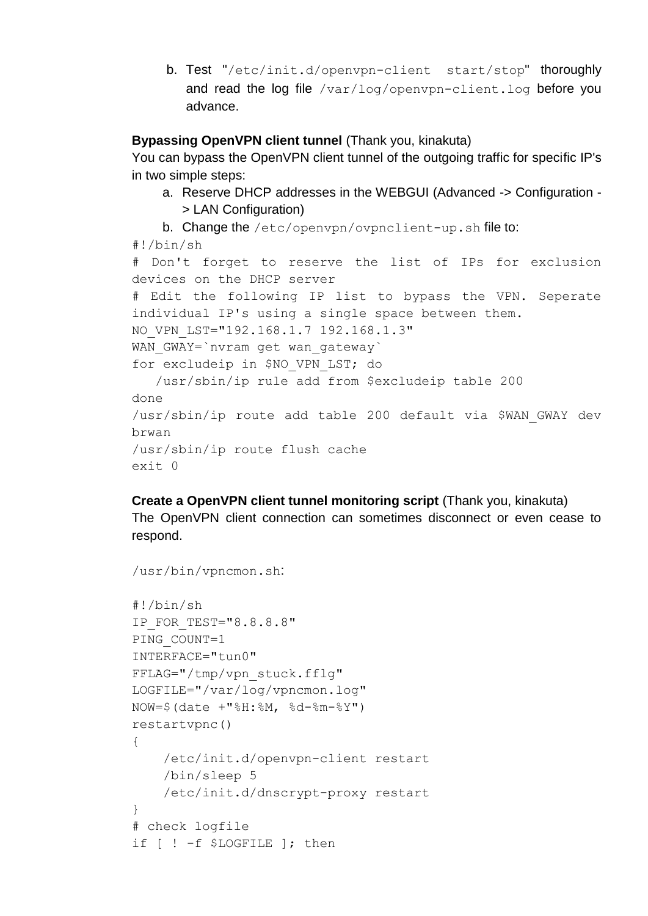b. Test "`/etc/init.d/openvpn-client start/stop`" thoroughly and read the log file `/var/log/openvpn-client.log` before you advance.

**Bypassing OpenVPN client tunnel** (Thank you, kinakuta)

You can bypass the OpenVPN client tunnel of the outgoing traffic for specific IP's in two simple steps:

a. Reserve DHCP addresses in the WEBGUI (Advanced -> Configuration -> LAN Configuration)
b. Change the `/etc/openvpn/ovpnclient-up.sh` file to:

```
#!/bin/sh
# Don't forget to reserve the list of IPs for exclusion devices on the DHCP server
# Edit the following IP list to bypass the VPN. Seperate individual IP's using a single space between them.
NO_VPN_LST="192.168.1.7 192.168.1.3"
WAN_GWAY=`nvram get wan_gateway`
for excludeip in $NO_VPN_LST; do
   /usr/sbin/ip rule add from $excludeip table 200
done
/usr/sbin/ip route add table 200 default via $WAN_GWAY dev brwan
/usr/sbin/ip route flush cache
exit 0
```

**Create a OpenVPN client tunnel monitoring script** (Thank you, kinakuta)

The OpenVPN client connection can sometimes disconnect or even cease to respond.

`/usr/bin/vpncmon.sh`:

```
#!/bin/sh
IP_FOR_TEST="8.8.8.8"
PING_COUNT=1
INTERFACE="tun0"
FFLAG="/tmp/vpn_stuck.fflg"
LOGFILE="/var/log/vpncmon.log"
NOW=$(date +"%H:%M, %d-%m-%Y")
restartvpnc()
{
    /etc/init.d/openvpn-client restart
    /bin/sleep 5
    /etc/init.d/dnscrypt-proxy restart
}
# check logfile
if [ ! -f $LOGFILE ]; then
```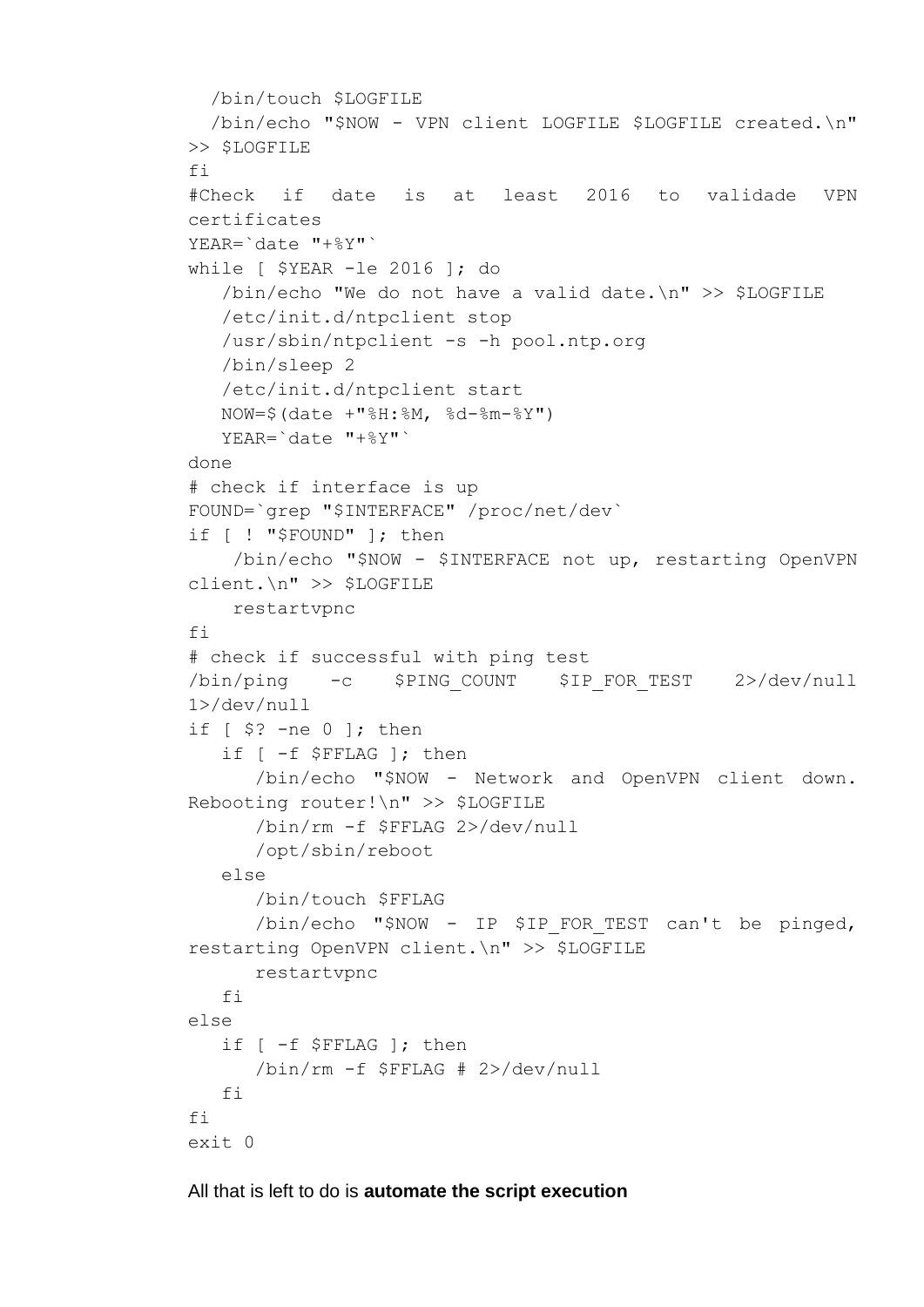```
  /bin/touch $LOGFILE
  /bin/echo "$NOW - VPN client LOGFILE $LOGFILE created.\n" >> $LOGFILE
fi
#Check if date is at least 2016 to validade VPN certificates
YEAR=`date "+%Y"`
while [ $YEAR -le 2016 ]; do
   /bin/echo "We do not have a valid date.\n" >> $LOGFILE
   /etc/init.d/ntpclient stop
   /usr/sbin/ntpclient -s -h pool.ntp.org
   /bin/sleep 2
   /etc/init.d/ntpclient start
   NOW=$(date +"%H:%M, %d-%m-%Y")
   YEAR=`date "+%Y"`
done
# check if interface is up
FOUND=`grep "$INTERFACE" /proc/net/dev`
if [ ! "$FOUND" ]; then
    /bin/echo "$NOW - $INTERFACE not up, restarting OpenVPN client.\n" >> $LOGFILE
    restartvpnc
fi
# check if successful with ping test
/bin/ping -c $PING_COUNT $IP_FOR_TEST 2>/dev/null 1>/dev/null
if [ $? -ne 0 ]; then
   if [ -f $FFLAG ]; then
      /bin/echo "$NOW - Network and OpenVPN client down. Rebooting router!\n" >> $LOGFILE
      /bin/rm -f $FFLAG 2>/dev/null
      /opt/sbin/reboot
   else
      /bin/touch $FFLAG
      /bin/echo "$NOW - IP $IP_FOR_TEST can't be pinged, restarting OpenVPN client.\n" >> $LOGFILE
      restartvpnc
   fi
else
   if [ -f $FFLAG ]; then
      /bin/rm -f $FFLAG # 2>/dev/null
   fi
fi
exit 0
```

All that is left to do is **automate the script execution**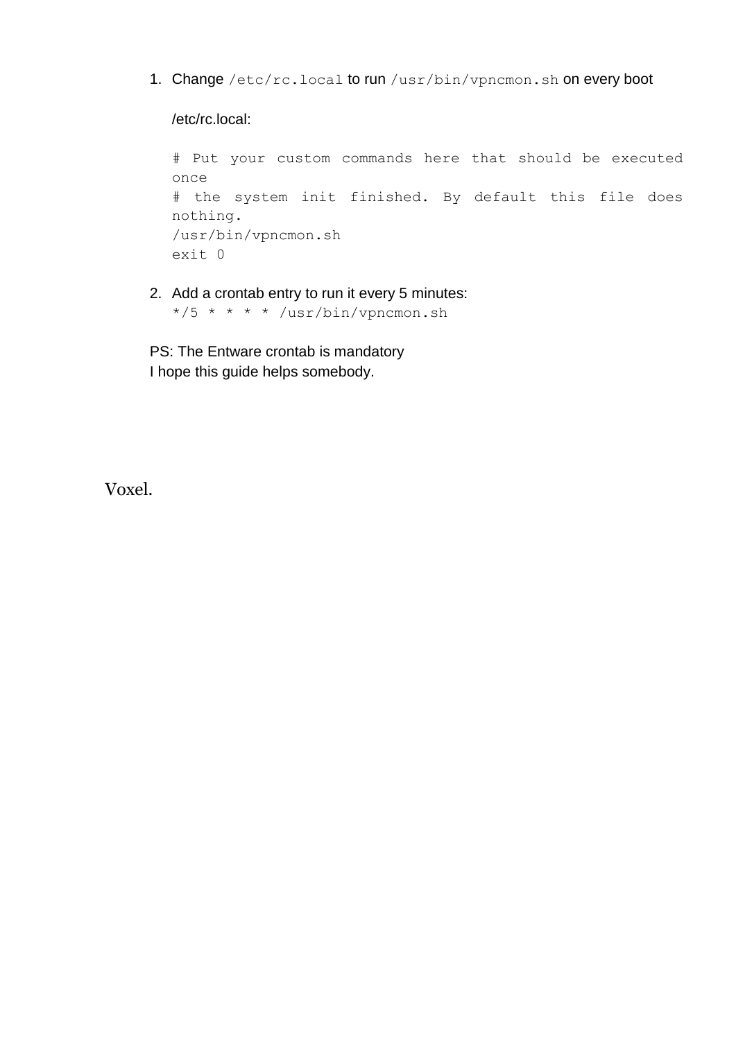1. Change `/etc/rc.local` to run `/usr/bin/vpncmon.sh` on every boot

   /etc/rc.local:

   ```
   # Put your custom commands here that should be executed once
   # the system init finished. By default this file does nothing.
   /usr/bin/vpncmon.sh
   exit 0
   ```

2. Add a crontab entry to run it every 5 minutes:
   ```
   */5 * * * * /usr/bin/vpncmon.sh
   ```

PS: The Entware crontab is mandatory
I hope this guide helps somebody.

Voxel.